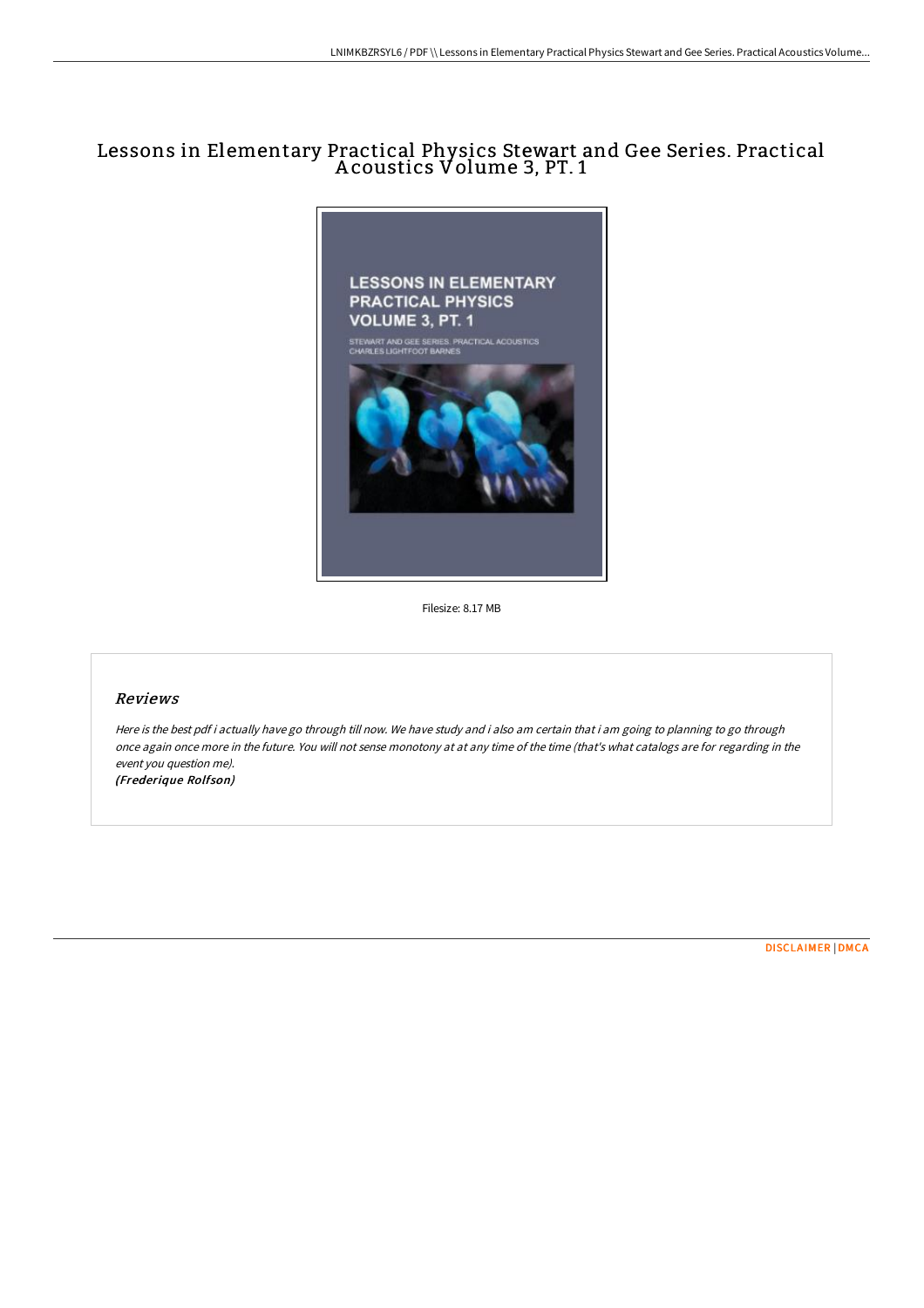# Lessons in Elementary Practical Physics Stewart and Gee Series. Practical Acoustics Volume 3, PT. 1

Filesize: 8.17 MB

## Reviews

*Here is the best pdf i actually have go through till now. We have study and i also am certain that i am going to planning to go through once again once more in the future. You will not sense monotony at at any time of the time (that's what catalogs are for regarding in the event you question me).*

***(Frederique Rolfson)***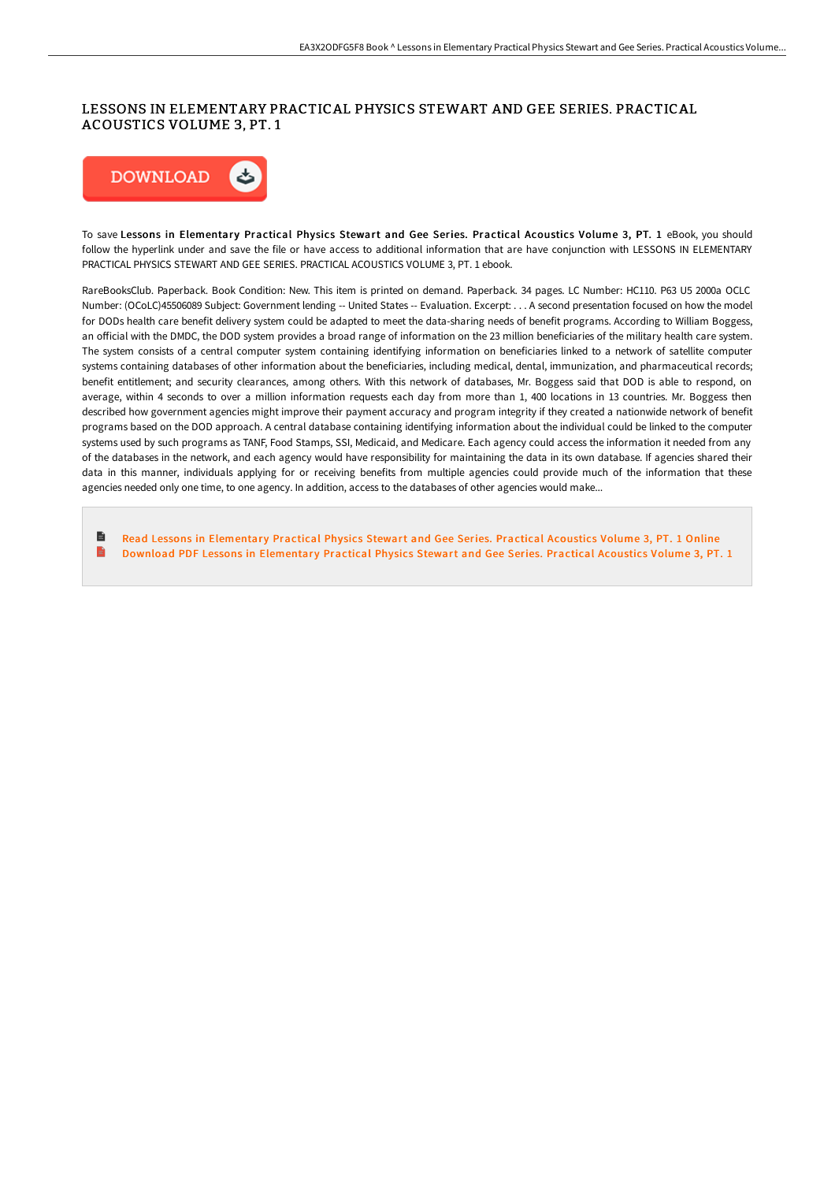# LESSONS IN ELEMENTARY PRACTICAL PHYSICS STEWART AND GEE SERIES. PRACTICAL ACOUSTICS VOLUME 3, PT. 1

DOWNLOAD

To save **Lessons in Elementary Practical Physics Stewart and Gee Series. Practical Acoustics Volume 3, PT. 1** eBook, you should follow the hyperlink under and save the file or have access to additional information that are have conjunction with LESSONS IN ELEMENTARY PRACTICAL PHYSICS STEWART AND GEE SERIES. PRACTICAL ACOUSTICS VOLUME 3, PT. 1 ebook.

RareBooksClub. Paperback. Book Condition: New. This item is printed on demand. Paperback. 34 pages. LC Number: HC110. P63 U5 2000a OCLC Number: (OCoLC)45506089 Subject: Government lending -- United States -- Evaluation. Excerpt: . . . A second presentation focused on how the model for DODs health care benefit delivery system could be adapted to meet the data-sharing needs of benefit programs. According to William Boggess, an official with the DMDC, the DOD system provides a broad range of information on the 23 million beneficiaries of the military health care system. The system consists of a central computer system containing identifying information on beneficiaries linked to a network of satellite computer systems containing databases of other information about the beneficiaries, including medical, dental, immunization, and pharmaceutical records; benefit entitlement; and security clearances, among others. With this network of databases, Mr. Boggess said that DOD is able to respond, on average, within 4 seconds to over a million information requests each day from more than 1, 400 locations in 13 countries. Mr. Boggess then described how government agencies might improve their payment accuracy and program integrity if they created a nationwide network of benefit programs based on the DOD approach. A central database containing identifying information about the individual could be linked to the computer systems used by such programs as TANF, Food Stamps, SSI, Medicaid, and Medicare. Each agency could access the information it needed from any of the databases in the network, and each agency would have responsibility for maintaining the data in its own database. If agencies shared their data in this manner, individuals applying for or receiving benefits from multiple agencies could provide much of the information that these agencies needed only one time, to one agency. In addition, access to the databases of other agencies would make...

- Read Lessons in Elementary Practical Physics Stewart and Gee Series. Practical Acoustics Volume 3, PT. 1 Online
- Download PDF Lessons in Elementary Practical Physics Stewart and Gee Series. Practical Acoustics Volume 3, PT. 1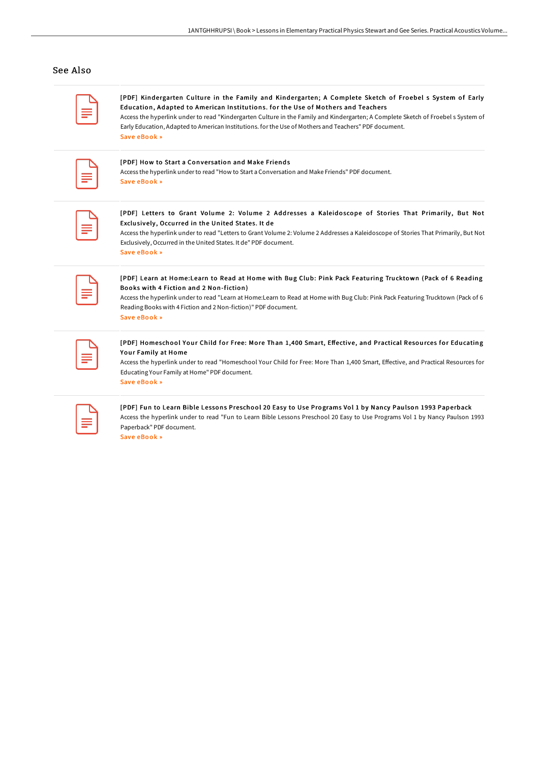## See Also

**[PDF] Kindergarten Culture in the Family and Kindergarten; A Complete Sketch of Froebel s System of Early Education, Adapted to American Institutions. for the Use of Mothers and Teachers**

Access the hyperlink under to read "Kindergarten Culture in the Family and Kindergarten; A Complete Sketch of Froebel s System of Early Education, Adapted to American Institutions. for the Use of Mothers and Teachers" PDF document.

Save eBook »

**[PDF] How to Start a Conversation and Make Friends**

Access the hyperlink under to read "How to Start a Conversation and Make Friends" PDF document.

Save eBook »

**[PDF] Letters to Grant Volume 2: Volume 2 Addresses a Kaleidoscope of Stories That Primarily, But Not Exclusively, Occurred in the United States. It de**

Access the hyperlink under to read "Letters to Grant Volume 2: Volume 2 Addresses a Kaleidoscope of Stories That Primarily, But Not Exclusively, Occurred in the United States. It de" PDF document.

Save eBook »

**[PDF] Learn at Home:Learn to Read at Home with Bug Club: Pink Pack Featuring Trucktown (Pack of 6 Reading Books with 4 Fiction and 2 Non-fiction)**

Access the hyperlink under to read "Learn at Home:Learn to Read at Home with Bug Club: Pink Pack Featuring Trucktown (Pack of 6 Reading Books with 4 Fiction and 2 Non-fiction)" PDF document.

Save eBook »

**[PDF] Homeschool Your Child for Free: More Than 1,400 Smart, Effective, and Practical Resources for Educating Your Family at Home**

Access the hyperlink under to read "Homeschool Your Child for Free: More Than 1,400 Smart, Effective, and Practical Resources for Educating Your Family at Home" PDF document.

Save eBook »

**[PDF] Fun to Learn Bible Lessons Preschool 20 Easy to Use Programs Vol 1 by Nancy Paulson 1993 Paperback**

Access the hyperlink under to read "Fun to Learn Bible Lessons Preschool 20 Easy to Use Programs Vol 1 by Nancy Paulson 1993 Paperback" PDF document.

Save eBook »